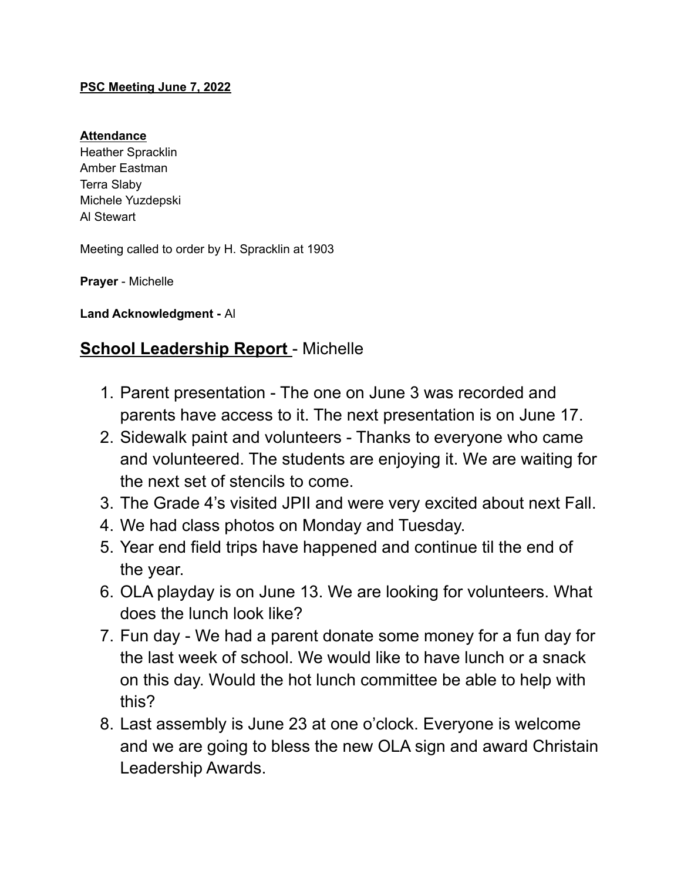**PSC Meeting June 7, 2022**

**Attendance**
Heather Spracklin
Amber Eastman
Terra Slaby
Michele Yuzdepski
Al Stewart

Meeting called to order by H. Spracklin at 1903

**Prayer** - Michelle

**Land Acknowledgment -** Al

## School Leadership Report - Michelle

1. Parent presentation - The one on June 3 was recorded and parents have access to it. The next presentation is on June 17.
2. Sidewalk paint and volunteers - Thanks to everyone who came and volunteered. The students are enjoying it. We are waiting for the next set of stencils to come.
3. The Grade 4's visited JPII and were very excited about next Fall.
4. We had class photos on Monday and Tuesday.
5. Year end field trips have happened and continue til the end of the year.
6. OLA playday is on June 13. We are looking for volunteers. What does the lunch look like?
7. Fun day - We had a parent donate some money for a fun day for the last week of school. We would like to have lunch or a snack on this day. Would the hot lunch committee be able to help with this?
8. Last assembly is June 23 at one o'clock. Everyone is welcome and we are going to bless the new OLA sign and award Christain Leadership Awards.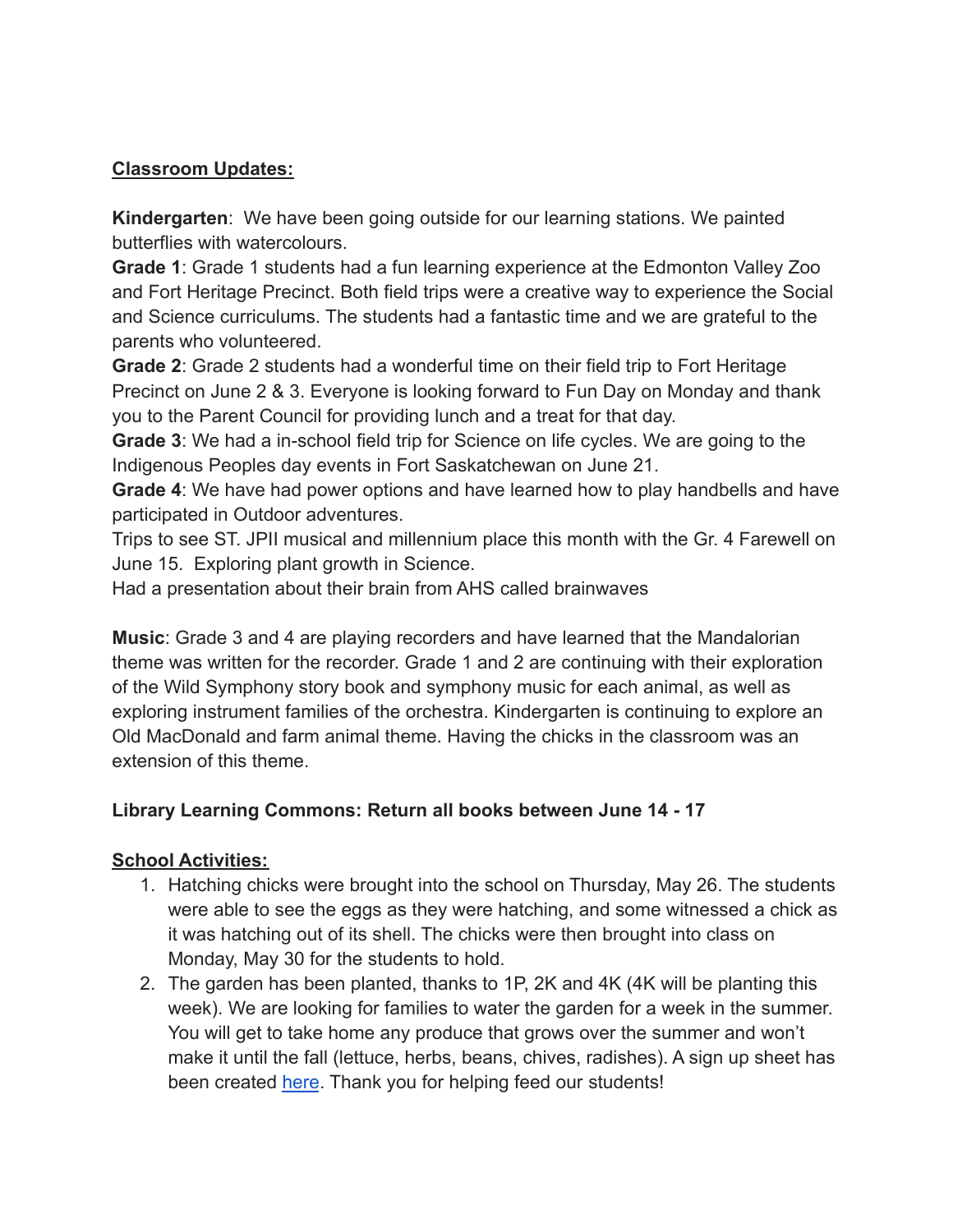**<u>Classroom Updates:</u>**

**Kindergarten**: We have been going outside for our learning stations. We painted butterflies with watercolours.

**Grade 1**: Grade 1 students had a fun learning experience at the Edmonton Valley Zoo and Fort Heritage Precinct. Both field trips were a creative way to experience the Social and Science curriculums. The students had a fantastic time and we are grateful to the parents who volunteered.

**Grade 2**: Grade 2 students had a wonderful time on their field trip to Fort Heritage Precinct on June 2 & 3. Everyone is looking forward to Fun Day on Monday and thank you to the Parent Council for providing lunch and a treat for that day.

**Grade 3**: We had a in-school field trip for Science on life cycles. We are going to the Indigenous Peoples day events in Fort Saskatchewan on June 21.

**Grade 4**: We have had power options and have learned how to play handbells and have participated in Outdoor adventures.

Trips to see ST. JPII musical and millennium place this month with the Gr. 4 Farewell on June 15. Exploring plant growth in Science.

Had a presentation about their brain from AHS called brainwaves

**Music**: Grade 3 and 4 are playing recorders and have learned that the Mandalorian theme was written for the recorder. Grade 1 and 2 are continuing with their exploration of the Wild Symphony story book and symphony music for each animal, as well as exploring instrument families of the orchestra. Kindergarten is continuing to explore an Old MacDonald and farm animal theme. Having the chicks in the classroom was an extension of this theme.

**Library Learning Commons: Return all books between June 14 - 17**

**<u>School Activities:</u>**

1. Hatching chicks were brought into the school on Thursday, May 26. The students were able to see the eggs as they were hatching, and some witnessed a chick as it was hatching out of its shell. The chicks were then brought into class on Monday, May 30 for the students to hold.
2. The garden has been planted, thanks to 1P, 2K and 4K (4K will be planting this week). We are looking for families to water the garden for a week in the summer. You will get to take home any produce that grows over the summer and won't make it until the fall (lettuce, herbs, beans, chives, radishes). A sign up sheet has been created here. Thank you for helping feed our students!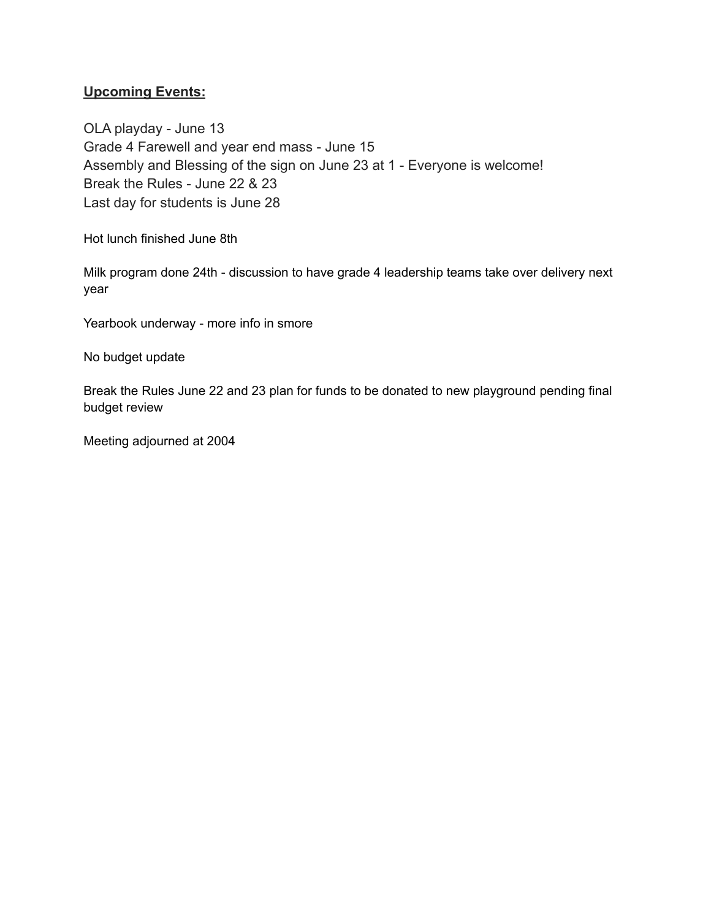**Upcoming Events:**

OLA playday - June 13
Grade 4 Farewell and year end mass - June 15
Assembly and Blessing of the sign on June 23 at 1 - Everyone is welcome!
Break the Rules - June 22 & 23
Last day for students is June 28

Hot lunch finished June 8th

Milk program done 24th - discussion to have grade 4 leadership teams take over delivery next year

Yearbook underway - more info in smore

No budget update

Break the Rules June 22 and 23 plan for funds to be donated to new playground pending final budget review

Meeting adjourned at 2004